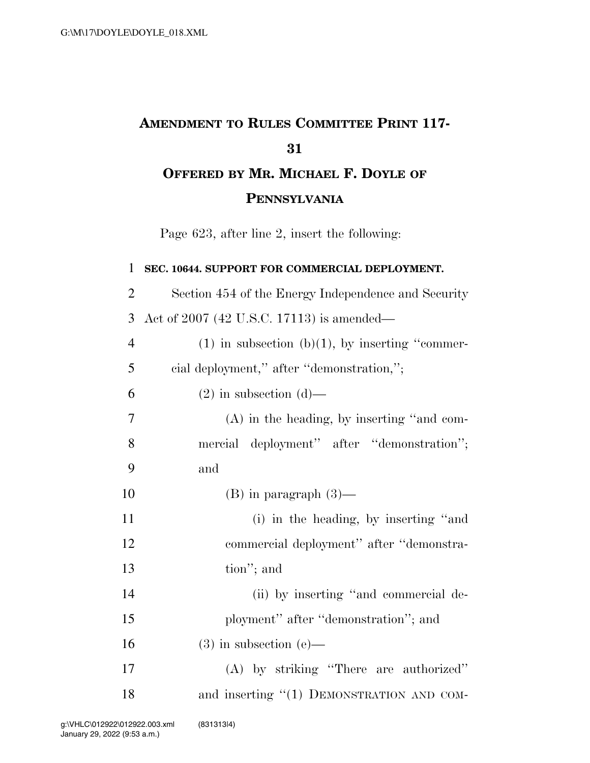# AMENDMENT TO RULES COMMITTEE PRINT 117-31

## OFFERED BY MR. MICHAEL F. DOYLE OF PENNSYLVANIA

Page 623, after line 2, insert the following:

**SEC. 10644. SUPPORT FOR COMMERCIAL DEPLOYMENT.**

Section 454 of the Energy Independence and Security Act of 2007 (42 U.S.C. 17113) is amended—

(1) in subsection (b)(1), by inserting "commercial deployment," after "demonstration,";

(2) in subsection (d)—

(A) in the heading, by inserting "and commercial deployment" after "demonstration"; and

(B) in paragraph (3)—

(i) in the heading, by inserting "and commercial deployment" after "demonstration"; and

(ii) by inserting "and commercial deployment" after "demonstration"; and

(3) in subsection (e)—

(A) by striking "There are authorized" and inserting "(1) DEMONSTRATION AND COM-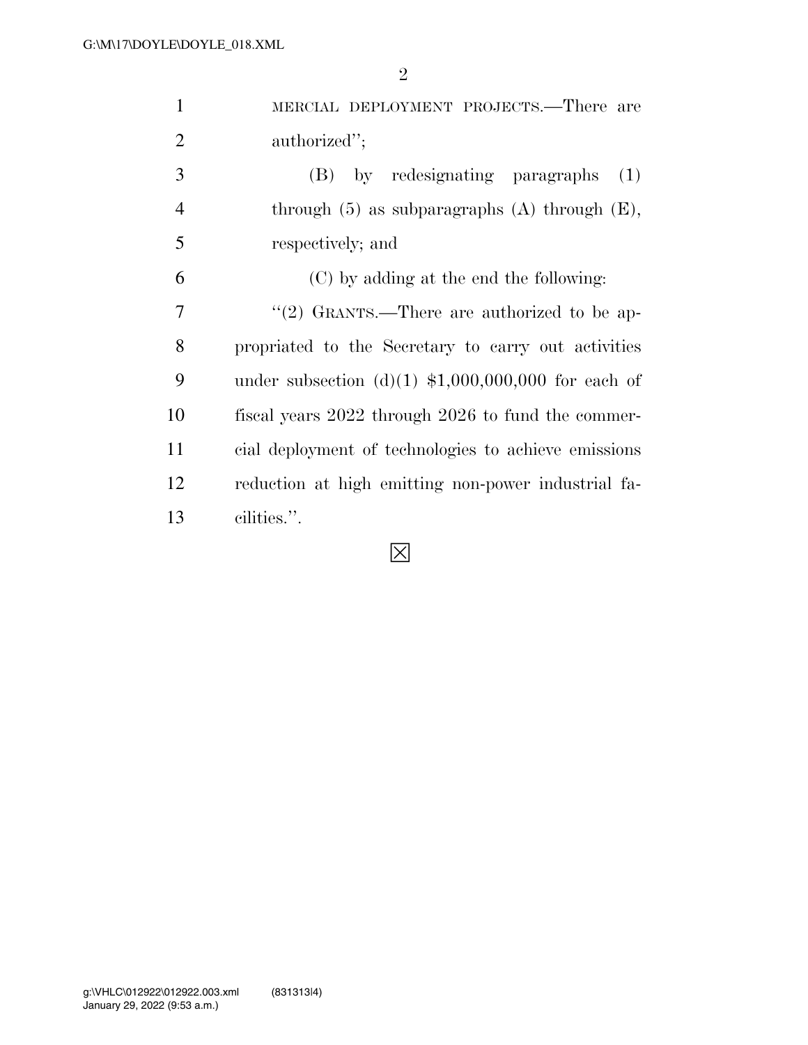MERCIAL DEPLOYMENT PROJECTS.—There are authorized'';

(B) by redesignating paragraphs (1) through (5) as subparagraphs (A) through (E), respectively; and

(C) by adding at the end the following:

''(2) GRANTS.—There are authorized to be appropriated to the Secretary to carry out activities under subsection (d)(1) $1,000,000,000 for each of fiscal years 2022 through 2026 to fund the commercial deployment of technologies to achieve emissions reduction at high emitting non-power industrial facilities.''.